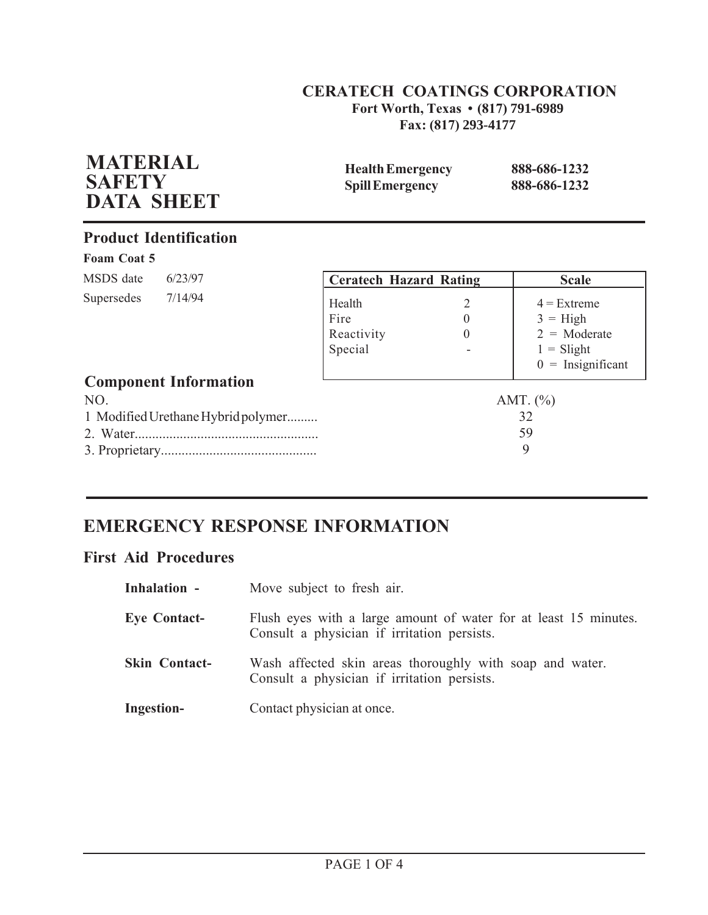**CERATECH COATINGS CORPORATION**
**Fort Worth, Texas • (817) 791-6989**
**Fax: (817) 293-4177**

# MATERIAL SAFETY DATA SHEET

| | |
|---|---|
| **Health Emergency** | **888-686-1232** |
| **Spill Emergency** | **888-686-1232** |

## Product Identification

**Foam Coat 5**

MSDS date 6/23/97

Supersedes 7/14/94

| Ceratech Hazard Rating | | Scale |
|---|---|---|
| Health | 2 | 4 = Extreme |
| Fire | 0 | 3 = High |
| Reactivity | 0 | 2 = Moderate |
| Special | - | 1 = Slight |
| | | 0 = Insignificant |

## Component Information

| NO. | AMT. (%) |
|---|---|
| 1 Modified Urethane Hybrid polymer......... | 32 |
| 2. Water.................................................... | 59 |
| 3. Proprietary............................................ | 9 |

## EMERGENCY RESPONSE INFORMATION

### First Aid Procedures

**Inhalation -** Move subject to fresh air.

**Eye Contact-** Flush eyes with a large amount of water for at least 15 minutes. Consult a physician if irritation persists.

**Skin Contact-** Wash affected skin areas thoroughly with soap and water. Consult a physician if irritation persists.

**Ingestion-** Contact physician at once.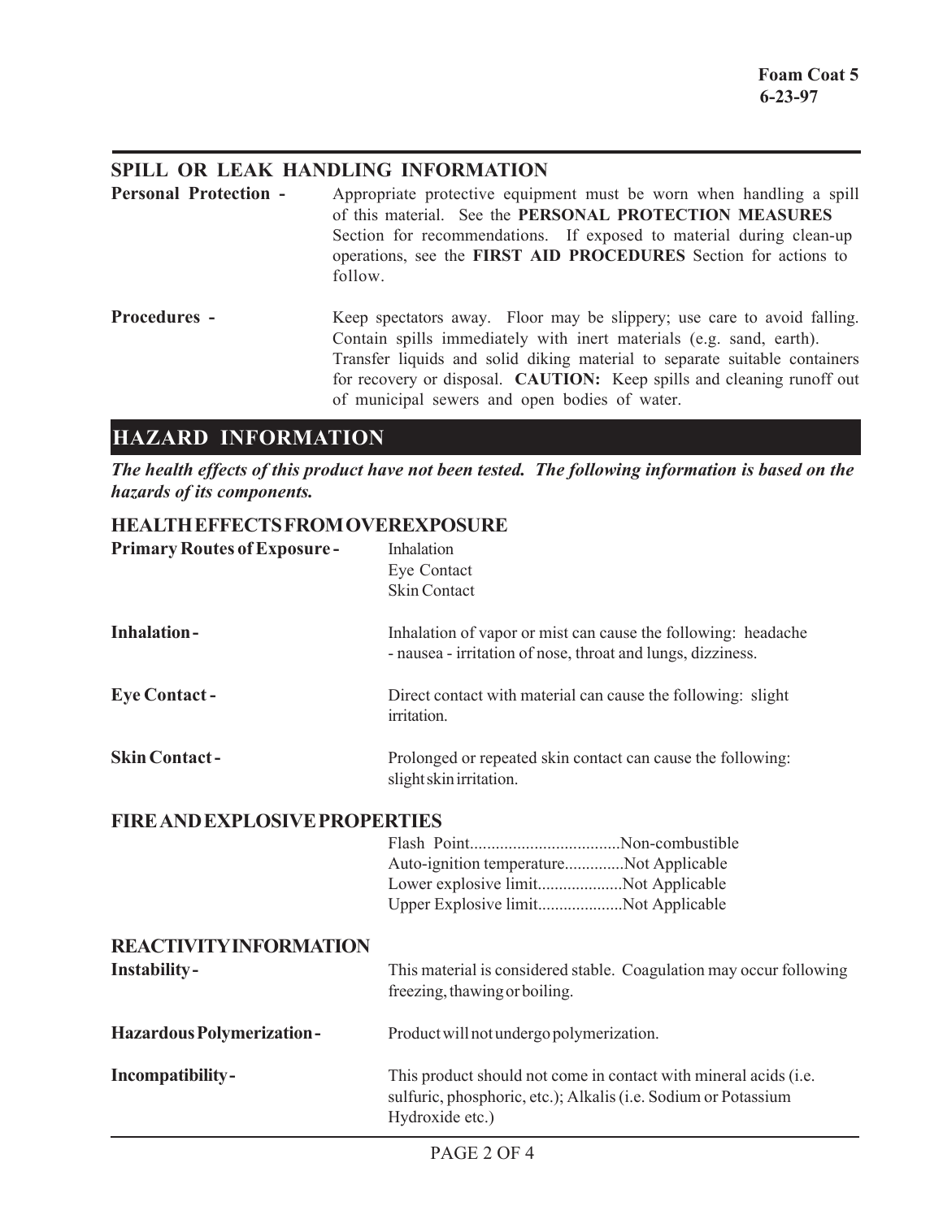## SPILL OR LEAK HANDLING INFORMATION

**Personal Protection -** Appropriate protective equipment must be worn when handling a spill of this material. See the **PERSONAL PROTECTION MEASURES** Section for recommendations. If exposed to material during clean-up operations, see the **FIRST AID PROCEDURES** Section for actions to follow.

**Procedures -** Keep spectators away. Floor may be slippery; use care to avoid falling. Contain spills immediately with inert materials (e.g. sand, earth). Transfer liquids and solid diking material to separate suitable containers for recovery or disposal. **CAUTION:** Keep spills and cleaning runoff out of municipal sewers and open bodies of water.

# HAZARD INFORMATION

***The health effects of this product have not been tested. The following information is based on the hazards of its components.***

## HEALTH EFFECTS FROM OVEREXPOSURE

**Primary Routes of Exposure -** Inhalation
Eye Contact
Skin Contact

**Inhalation -** Inhalation of vapor or mist can cause the following: headache - nausea - irritation of nose, throat and lungs, dizziness.

**Eye Contact -** Direct contact with material can cause the following: slight irritation.

**Skin Contact -** Prolonged or repeated skin contact can cause the following: slight skin irritation.

## FIRE AND EXPLOSIVE PROPERTIES

Flash Point..................................Non-combustible
Auto-ignition temperature..............Not Applicable
Lower explosive limit....................Not Applicable
Upper Explosive limit....................Not Applicable

## REACTIVITY INFORMATION

**Instability -** This material is considered stable. Coagulation may occur following freezing, thawing or boiling.

**Hazardous Polymerization -** Product will not undergo polymerization.

**Incompatibility -** This product should not come in contact with mineral acids (i.e. sulfuric, phosphoric, etc.); Alkalis (i.e. Sodium or Potassium Hydroxide etc.)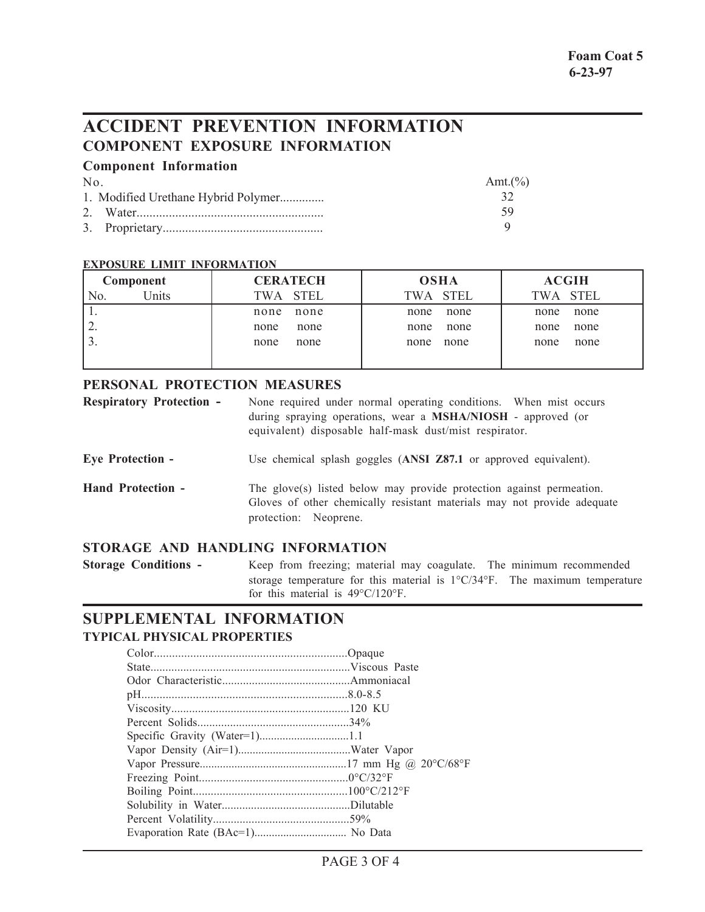Foam Coat 5
6-23-97

# ACCIDENT PREVENTION INFORMATION

## COMPONENT EXPOSURE INFORMATION

### Component Information

| No. | Amt.(%) |
|---|---|
| 1. Modified Urethane Hybrid Polymer | 32 |
| 2. Water | 59 |
| 3. Proprietary | 9 |

**EXPOSURE LIMIT INFORMATION**

| Component | | CERATECH | | OSHA | | ACGIH | |
|---|---|---|---|---|---|---|---|
| No. | Units | TWA | STEL | TWA | STEL | TWA | STEL |
| 1. | | none | none | none | none | none | none |
| 2. | | none | none | none | none | none | none |
| 3. | | none | none | none | none | none | none |

## PERSONAL PROTECTION MEASURES

**Respiratory Protection -** None required under normal operating conditions. When mist occurs during spraying operations, wear a **MSHA/NIOSH** - approved (or equivalent) disposable half-mask dust/mist respirator.

**Eye Protection -** Use chemical splash goggles (**ANSI Z87.1** or approved equivalent).

**Hand Protection -** The glove(s) listed below may provide protection against permeation. Gloves of other chemically resistant materials may not provide adequate protection: Neoprene.

## STORAGE AND HANDLING INFORMATION

**Storage Conditions -** Keep from freezing; material may coagulate. The minimum recommended storage temperature for this material is 1°C/34°F. The maximum temperature for this material is 49°C/120°F.

# SUPPLEMENTAL INFORMATION

## TYPICAL PHYSICAL PROPERTIES

- Color....................Opaque
- State....................Viscous Paste
- Odor Characteristic....................Ammoniacal
- pH....................8.0-8.5
- Viscosity....................120 KU
- Percent Solids....................34%
- Specific Gravity (Water=1)....................1.1
- Vapor Density (Air=1)....................Water Vapor
- Vapor Pressure....................17 mm Hg @ 20°C/68°F
- Freezing Point....................0°C/32°F
- Boiling Point....................100°C/212°F
- Solubility in Water....................Dilutable
- Percent Volatility....................59%
- Evaporation Rate (BAc=1).................... No Data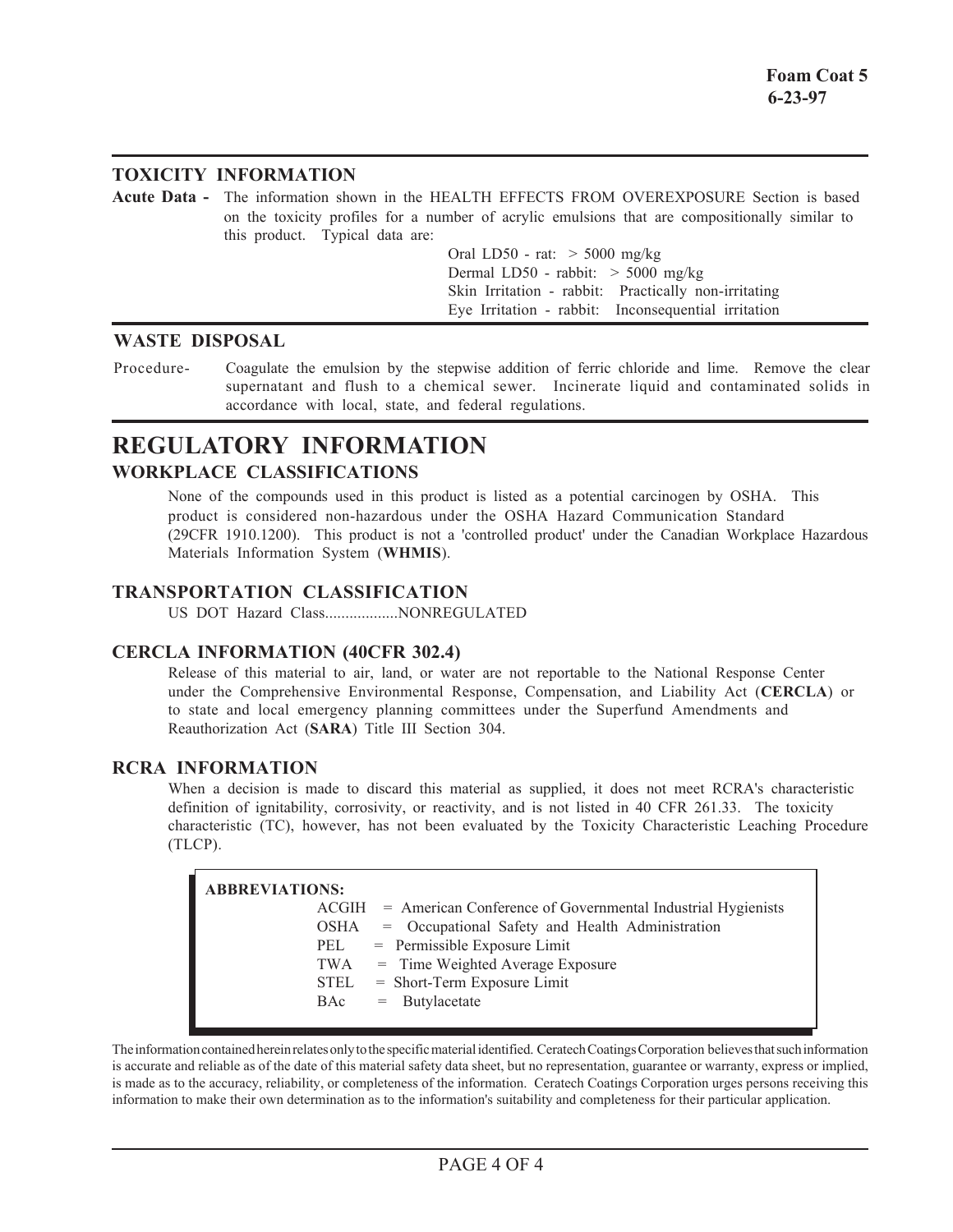## TOXICITY INFORMATION

**Acute Data -** The information shown in the HEALTH EFFECTS FROM OVEREXPOSURE Section is based on the toxicity profiles for a number of acrylic emulsions that are compositionally similar to this product. Typical data are:

Oral LD50 - rat: > 5000 mg/kg
Dermal LD50 - rabbit: > 5000 mg/kg
Skin Irritation - rabbit: Practically non-irritating
Eye Irritation - rabbit: Inconsequential irritation

## WASTE DISPOSAL

Procedure- Coagulate the emulsion by the stepwise addition of ferric chloride and lime. Remove the clear supernatant and flush to a chemical sewer. Incinerate liquid and contaminated solids in accordance with local, state, and federal regulations.

# REGULATORY INFORMATION

## WORKPLACE CLASSIFICATIONS

None of the compounds used in this product is listed as a potential carcinogen by OSHA. This product is considered non-hazardous under the OSHA Hazard Communication Standard (29CFR 1910.1200). This product is not a 'controlled product' under the Canadian Workplace Hazardous Materials Information System (**WHMIS**).

## TRANSPORTATION CLASSIFICATION

US DOT Hazard Class..................NONREGULATED

## CERCLA INFORMATION (40CFR 302.4)

Release of this material to air, land, or water are not reportable to the National Response Center under the Comprehensive Environmental Response, Compensation, and Liability Act (**CERCLA**) or to state and local emergency planning committees under the Superfund Amendments and Reauthorization Act (**SARA**) Title III Section 304.

## RCRA INFORMATION

When a decision is made to discard this material as supplied, it does not meet RCRA's characteristic definition of ignitability, corrosivity, or reactivity, and is not listed in 40 CFR 261.33. The toxicity characteristic (TC), however, has not been evaluated by the Toxicity Characteristic Leaching Procedure (TLCP).

**ABBREVIATIONS:**

ACGIH = American Conference of Governmental Industrial Hygienists
OSHA = Occupational Safety and Health Administration
PEL = Permissible Exposure Limit
TWA = Time Weighted Average Exposure
STEL = Short-Term Exposure Limit
BAc = Butylacetate

The information contained herein relates only to the specific material identified. Ceratech Coatings Corporation believes that such information is accurate and reliable as of the date of this material safety data sheet, but no representation, guarantee or warranty, express or implied, is made as to the accuracy, reliability, or completeness of the information. Ceratech Coatings Corporation urges persons receiving this information to make their own determination as to the information's suitability and completeness for their particular application.